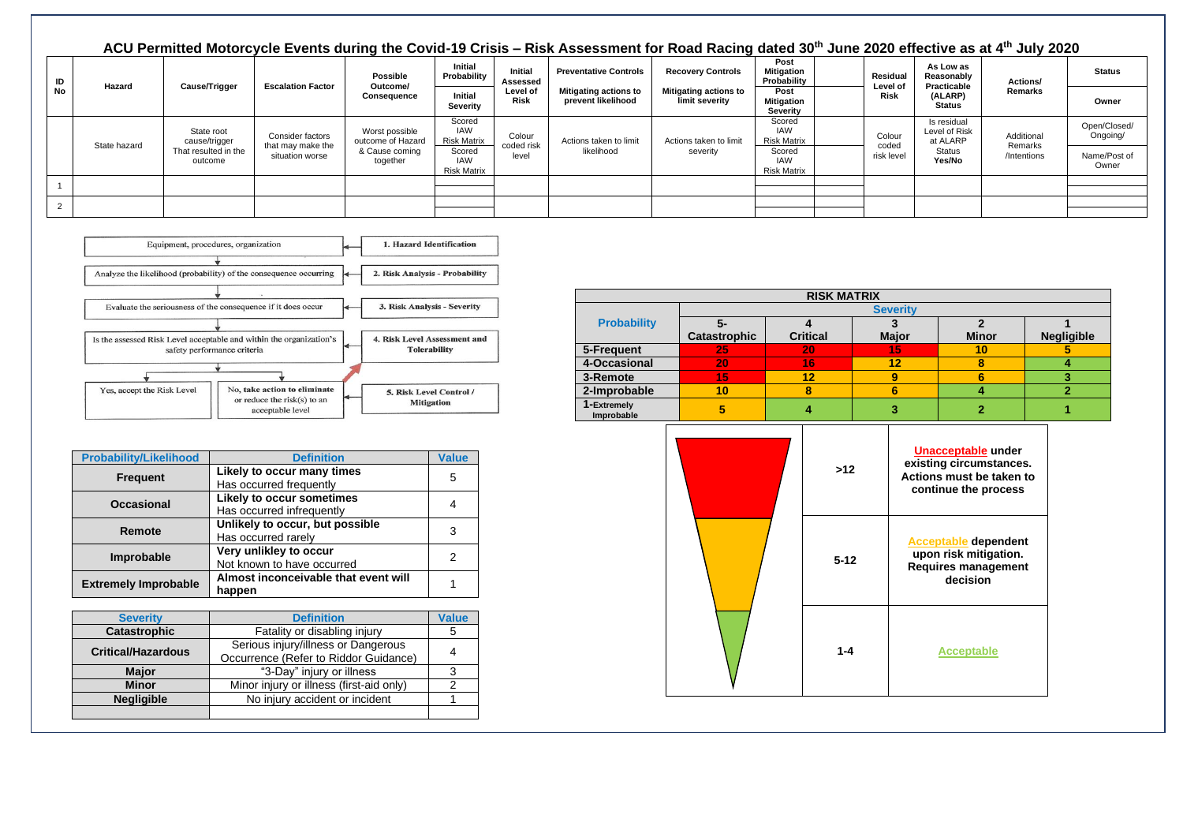# ACU Permitted Motorcycle Events during the Covid-19 Crisis – Risk Assessment for Road Racing dated 30th June 2020 effective as at 4th July 2020

| ID No | Hazard | Cause/Trigger | Escalation Factor | Possible Outcome/ Consequence | Initial Probability / Initial Severity | Initial Assessed Level of Risk | Preventative Controls Mitigating actions to prevent likelihood | Recovery Controls Mitigating actions to limit severity | Post Mitigation Probability / Post Mitigation Severity | | Residual Level of Risk | As Low as Reasonably Practicable (ALARP) Status | Actions/ Remarks | Status / Owner |
|---|---|---|---|---|---|---|---|---|---|---|---|---|---|---|
| | State hazard | State root cause/trigger That resulted in the outcome | Consider factors that may make the situation worse | Worst possible outcome of Hazard & Cause coming together | Scored IAW Risk Matrix / Scored IAW Risk Matrix | Colour coded risk level | Actions taken to limit likelihood | Actions taken to limit severity | Scored IAW Risk Matrix / Scored IAW Risk Matrix | | Colour coded risk level | Is residual Level of Risk at ALARP Status **Yes/No** | Additional Remarks /Intentions | Open/Closed/ Ongoing/ / Name/Post of Owner |
| 1 | | | | | | | | | | | | | | |
| 2 | | | | | | | | | | | | | | |

1. Hazard Identification — Equipment, procedures, organization
2. Risk Analysis - Probability — Analyze the likelihood (probability) of the consequence occurring
3. Risk Analysis - Severity — Evaluate the seriousness of the consequence if it does occur
4. Risk Level Assessment and Tolerability — Is the assessed Risk Level acceptable and within the organization's safety performance criteria
   - Yes, accept the Risk Level
   - No, take action to eliminate or reduce the risk(s) to an acceptable level
5. Risk Level Control / Mitigation

| Probability/Likelihood | Definition | Value |
|---|---|---|
| Frequent | **Likely to occur many times** Has occurred frequently | 5 |
| Occasional | **Likely to occur sometimes** Has occurred infrequently | 4 |
| Remote | **Unlikely to occur, but possible** Has occurred rarely | 3 |
| Improbable | **Very unlikley to occur** Not known to have occurred | 2 |
| Extremely Improbable | **Almost inconceivable that event will happen** | 1 |

| Severity | Definition | Value |
|---|---|---|
| Catastrophic | Fatality or disabling injury | 5 |
| Critical/Hazardous | Serious injury/illness or Dangerous Occurrence (Refer to Riddor Guidance) | 4 |
| Major | "3-Day" injury or illness | 3 |
| Minor | Minor injury or illness (first-aid only) | 2 |
| Negligible | No injury accident or incident | 1 |
| | | |

**RISK MATRIX**

| Probability | Severity 5-Catastrophic | 4 Critical | 3 Major | 2 Minor | 1 Negligible |
|---|---|---|---|---|---|
| 5-Frequent | 25 | 20 | 15 | 10 | 5 |
| 4-Occasional | 20 | 16 | 12 | 8 | 4 |
| 3-Remote | 15 | 12 | 9 | 6 | 3 |
| 2-Improbable | 10 | 8 | 6 | 4 | 2 |
| 1-Extremely Improbable | 5 | 4 | 3 | 2 | 1 |

| Score | Meaning |
|---|---|
| >12 | **Unacceptable under existing circumstances. Actions must be taken to continue the process** |
| 5-12 | **Acceptable dependent upon risk mitigation. Requires management decision** |
| 1-4 | **Acceptable** |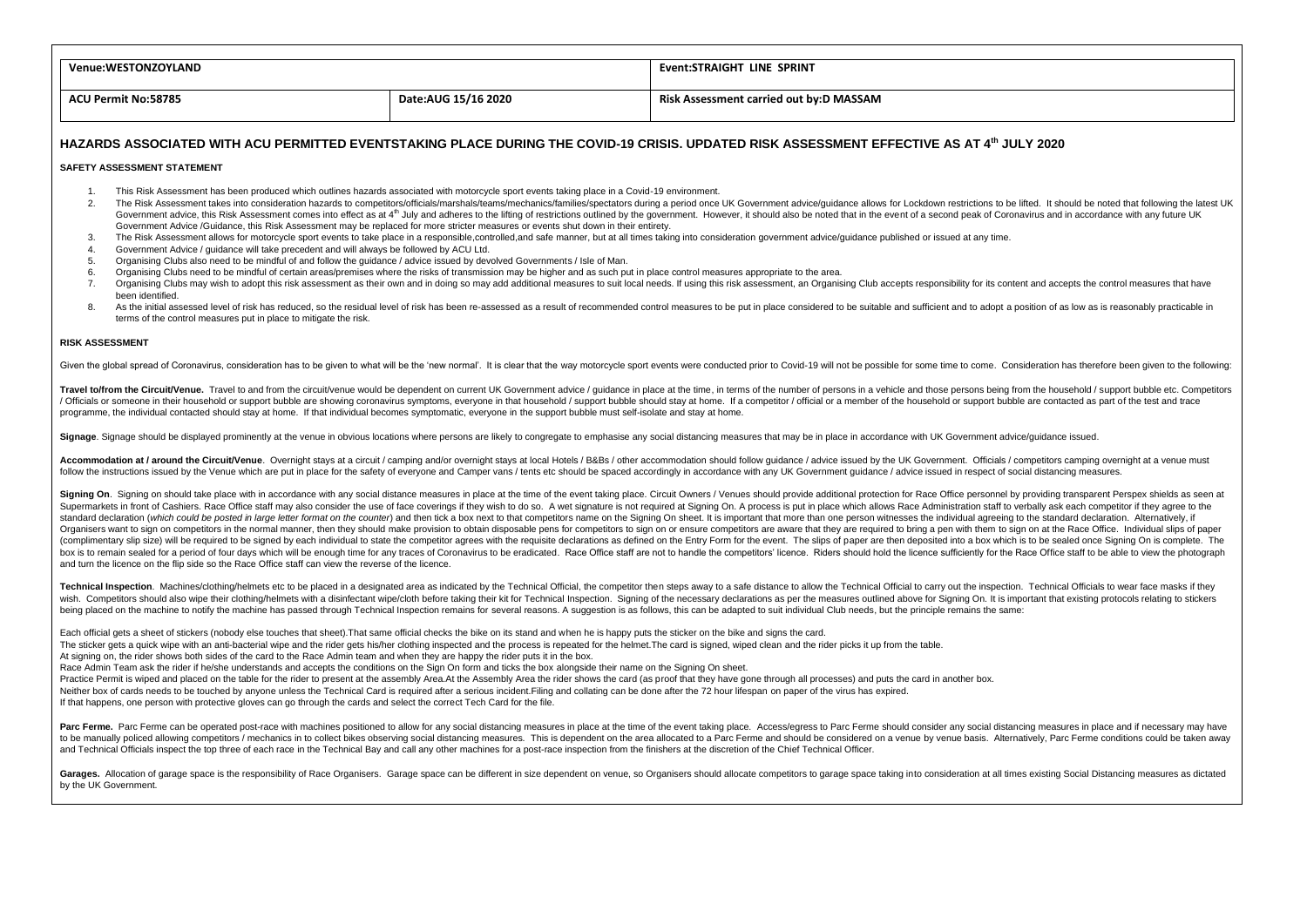| Venue:WESTONZOYLAND | | Event:STRAIGHT LINE SPRINT |
|---|---|---|
| ACU Permit No:58785 | Date:AUG 15/16 2020 | Risk Assessment carried out by:D MASSAM |

## HAZARDS ASSOCIATED WITH ACU PERMITTED EVENTSTAKING PLACE DURING THE COVID-19 CRISIS. UPDATED RISK ASSESSMENT EFFECTIVE AS AT 4th JULY 2020

### SAFETY ASSESSMENT STATEMENT

1. This Risk Assessment has been produced which outlines hazards associated with motorcycle sport events taking place in a Covid-19 environment.
2. The Risk Assessment takes into consideration hazards to competitors/officials/marshals/teams/mechanics/families/spectators during a period once UK Government advice/guidance allows for Lockdown restrictions to be lifted. It should be noted that following the latest UK Government advice, this Risk Assessment comes into effect as at 4th July and adheres to the lifting of restrictions outlined by the government. However, it should also be noted that in the event of a second peak of Coronavirus and in accordance with any future UK Government Advice /Guidance, this Risk Assessment may be replaced for more stricter measures or events shut down in their entirety.
3. The Risk Assessment allows for motorcycle sport events to take place in a responsible,controlled,and safe manner, but at all times taking into consideration government advice/guidance published or issued at any time.
4. Government Advice / guidance will take precedent and will always be followed by ACU Ltd.
5. Organising Clubs also need to be mindful of and follow the guidance / advice issued by devolved Governments / Isle of Man.
6. Organising Clubs need to be mindful of certain areas/premises where the risks of transmission may be higher and as such put in place control measures appropriate to the area.
7. Organising Clubs may wish to adopt this risk assessment as their own and in doing so may add additional measures to suit local needs. If using this risk assessment, an Organising Club accepts responsibility for its content and accepts the control measures that have been identified.
8. As the initial assessed level of risk has reduced, so the residual level of risk has been re-assessed as a result of recommended control measures to be put in place considered to be suitable and sufficient and to adopt a position of as low as is reasonably practicable in terms of the control measures put in place to mitigate the risk.

### RISK ASSESSMENT

Given the global spread of Coronavirus, consideration has to be given to what will be the 'new normal'. It is clear that the way motorcycle sport events were conducted prior to Covid-19 will not be possible for some time to come. Consideration has therefore been given to the following:

**Travel to/from the Circuit/Venue.** Travel to and from the circuit/venue would be dependent on current UK Government advice / guidance in place at the time, in terms of the number of persons in a vehicle and those persons being from the household / support bubble etc. Competitors / Officials or someone in their household or support bubble are showing coronavirus symptoms, everyone in that household / support bubble should stay at home. If a competitor / official or a member of the household or support bubble are contacted as part of the test and trace programme, the individual contacted should stay at home. If that individual becomes symptomatic, everyone in the support bubble must self-isolate and stay at home.

**Signage**. Signage should be displayed prominently at the venue in obvious locations where persons are likely to congregate to emphasise any social distancing measures that may be in place in accordance with UK Government advice/guidance issued.

**Accommodation at / around the Circuit/Venue**. Overnight stays at a circuit / camping and/or overnight stays at local Hotels / B&Bs / other accommodation should follow guidance / advice issued by the UK Government. Officials / competitors camping overnight at a venue must follow the instructions issued by the Venue which are put in place for the safety of everyone and Camper vans / tents etc should be spaced accordingly in accordance with any UK Government guidance / advice issued in respect of social distancing measures.

**Signing On**. Signing on should take place with in accordance with any social distance measures in place at the time of the event taking place. Circuit Owners / Venues should provide additional protection for Race Office personnel by providing transparent Perspex shields as seen at Supermarkets in front of Cashiers. Race Office staff may also consider the use of face coverings if they wish to do so. A wet signature is not required at Signing On. A process is put in place which allows Race Administration staff to verbally ask each competitor if they agree to the standard declaration (*which could be posted in large letter format on the counter*) and then tick a box next to that competitors name on the Signing On sheet. It is important that more than one person witnesses the individual agreeing to the standard declaration. Alternatively, if Organisers want to sign on competitors in the normal manner, then they should make provision to obtain disposable pens for competitors to sign on or ensure competitors are aware that they are required to bring a pen with them to sign on at the Race Office. Individual slips of paper (complimentary slip size) will be required to be signed by each individual to state the competitor agrees with the requisite declarations as defined on the Entry Form for the event. The slips of paper are then deposited into a box which is to be sealed once Signing On is complete. The box is to remain sealed for a period of four days which will be enough time for any traces of Coronavirus to be eradicated. Race Office staff are not to handle the competitors' licence. Riders should hold the licence sufficiently for the Race Office staff to be able to view the photograph and turn the licence on the flip side so the Race Office staff can view the reverse of the licence.

**Technical Inspection**. Machines/clothing/helmets etc to be placed in a designated area as indicated by the Technical Official, the competitor then steps away to a safe distance to allow the Technical Official to carry out the inspection. Technical Officials to wear face masks if they wish. Competitors should also wipe their clothing/helmets with a disinfectant wipe/cloth before taking their kit for Technical Inspection. Signing of the necessary declarations as per the measures outlined above for Signing On. It is important that existing protocols relating to stickers being placed on the machine to notify the machine has passed through Technical Inspection remains for several reasons. A suggestion is as follows, this can be adapted to suit individual Club needs, but the principle remains the same:

Each official gets a sheet of stickers (nobody else touches that sheet).That same official checks the bike on its stand and when he is happy puts the sticker on the bike and signs the card.
The sticker gets a quick wipe with an anti-bacterial wipe and the rider gets his/her clothing inspected and the process is repeated for the helmet.The card is signed, wiped clean and the rider picks it up from the table.
At signing on, the rider shows both sides of the card to the Race Admin team and when they are happy the rider puts it in the box.
Race Admin Team ask the rider if he/she understands and accepts the conditions on the Sign On form and ticks the box alongside their name on the Signing On sheet.
Practice Permit is wiped and placed on the table for the rider to present at the assembly Area.At the Assembly Area the rider shows the card (as proof that they have gone through all processes) and puts the card in another box.
Neither box of cards needs to be touched by anyone unless the Technical Card is required after a serious incident.Filing and collating can be done after the 72 hour lifespan on paper of the virus has expired.
If that happens, one person with protective gloves can go through the cards and select the correct Tech Card for the file.

**Parc Ferme.** Parc Ferme can be operated post-race with machines positioned to allow for any social distancing measures in place at the time of the event taking place. Access/egress to Parc Ferme should consider any social distancing measures in place and if necessary may have to be manually policed allowing competitors / mechanics in to collect bikes observing social distancing measures. This is dependent on the area allocated to a Parc Ferme and should be considered on a venue by venue basis. Alternatively, Parc Ferme conditions could be taken away and Technical Officials inspect the top three of each race in the Technical Bay and call any other machines for a post-race inspection from the finishers at the discretion of the Chief Technical Officer.

**Garages.** Allocation of garage space is the responsibility of Race Organisers. Garage space can be different in size dependent on venue, so Organisers should allocate competitors to garage space taking into consideration at all times existing Social Distancing measures as dictated by the UK Government.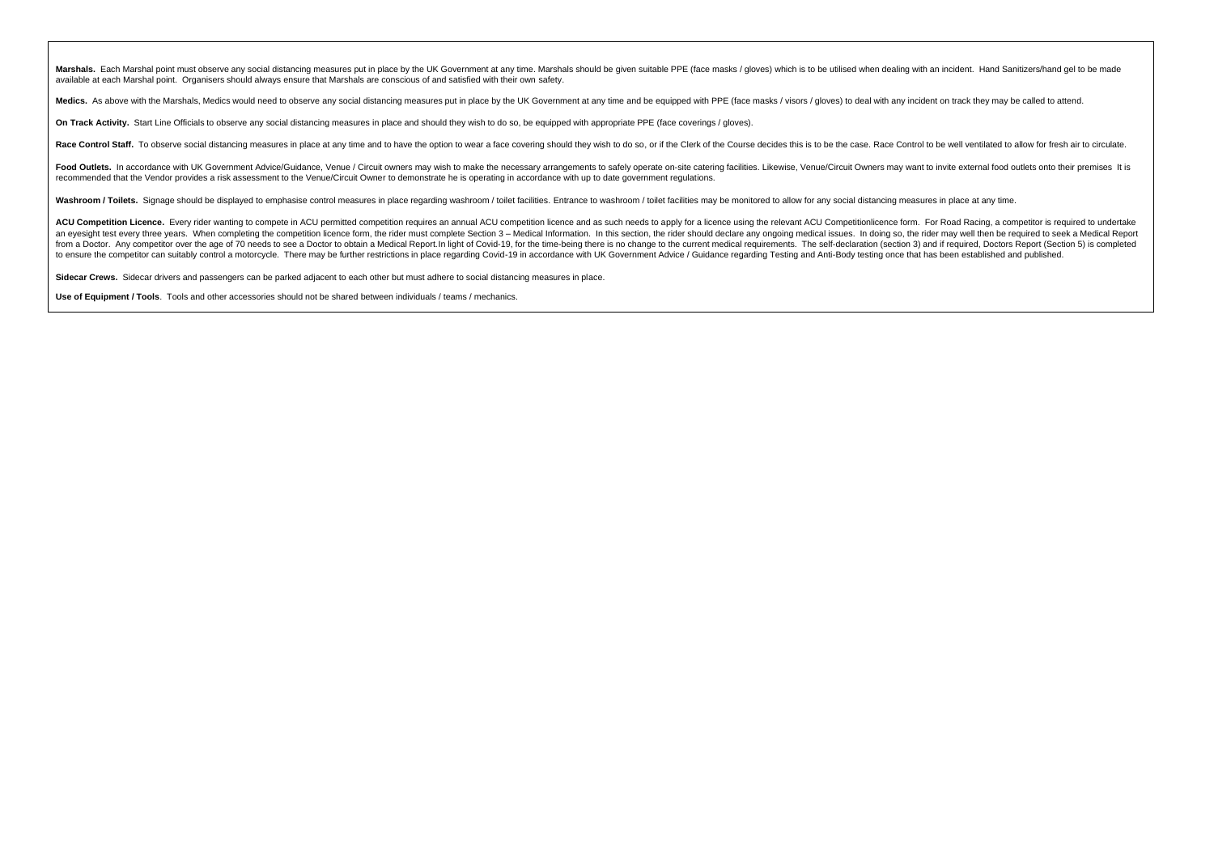**Marshals.** Each Marshal point must observe any social distancing measures put in place by the UK Government at any time. Marshals should be given suitable PPE (face masks / gloves) which is to be utilised when dealing with an incident. Hand Sanitizers/hand gel to be made available at each Marshal point. Organisers should always ensure that Marshals are conscious of and satisfied with their own safety.

**Medics.** As above with the Marshals, Medics would need to observe any social distancing measures put in place by the UK Government at any time and be equipped with PPE (face masks / visors / gloves) to deal with any incident on track they may be called to attend.

**On Track Activity.** Start Line Officials to observe any social distancing measures in place and should they wish to do so, be equipped with appropriate PPE (face coverings / gloves).

**Race Control Staff.** To observe social distancing measures in place at any time and to have the option to wear a face covering should they wish to do so, or if the Clerk of the Course decides this is to be the case. Race Control to be well ventilated to allow for fresh air to circulate.

**Food Outlets.** In accordance with UK Government Advice/Guidance, Venue / Circuit owners may wish to make the necessary arrangements to safely operate on-site catering facilities. Likewise, Venue/Circuit Owners may want to invite external food outlets onto their premises It is recommended that the Vendor provides a risk assessment to the Venue/Circuit Owner to demonstrate he is operating in accordance with up to date government regulations.

**Washroom / Toilets.** Signage should be displayed to emphasise control measures in place regarding washroom / toilet facilities. Entrance to washroom / toilet facilities may be monitored to allow for any social distancing measures in place at any time.

**ACU Competition Licence.** Every rider wanting to compete in ACU permitted competition requires an annual ACU competition licence and as such needs to apply for a licence using the relevant ACU Competitionlicence form. For Road Racing, a competitor is required to undertake an eyesight test every three years. When completing the competition licence form, the rider must complete Section 3 – Medical Information. In this section, the rider should declare any ongoing medical issues. In doing so, the rider may well then be required to seek a Medical Report from a Doctor. Any competitor over the age of 70 needs to see a Doctor to obtain a Medical Report.In light of Covid-19, for the time-being there is no change to the current medical requirements. The self-declaration (section 3) and if required, Doctors Report (Section 5) is completed to ensure the competitor can suitably control a motorcycle. There may be further restrictions in place regarding Covid-19 in accordance with UK Government Advice / Guidance regarding Testing and Anti-Body testing once that has been established and published.

**Sidecar Crews.** Sidecar drivers and passengers can be parked adjacent to each other but must adhere to social distancing measures in place.

**Use of Equipment / Tools**. Tools and other accessories should not be shared between individuals / teams / mechanics.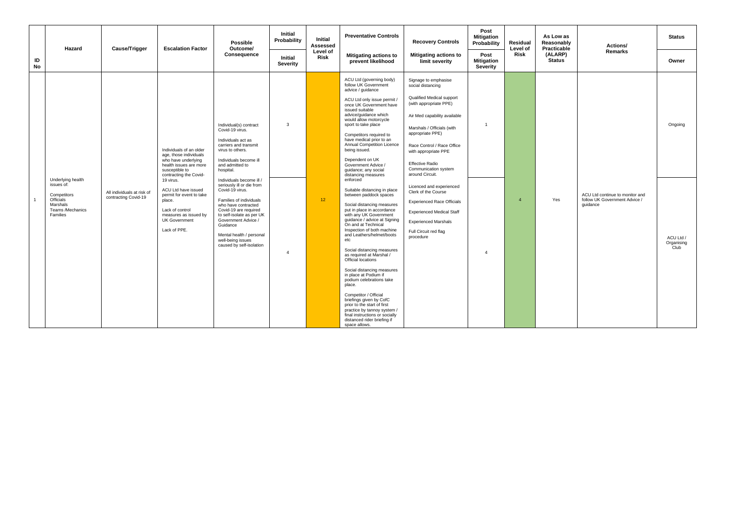| ID No | Hazard | Cause/Trigger | Escalation Factor | Possible Outcome/ Consequence | Initial Probability / Initial Severity | Initial Assessed Level of Risk | Preventative Controls – Mitigating actions to prevent likelihood | Recovery Controls – Mitigating actions to limit severity | Post Mitigation Probability / Post Mitigation Severity | Residual Level of Risk | As Low as Reasonably Practicable (ALARP) Status | Actions/ Remarks | Status / Owner |
|---|---|---|---|---|---|---|---|---|---|---|---|---|---|
| 1 | Underlying health issues of:<br>Competitors<br>Officials<br>Marshals<br>Teams /Mechanics<br>Families | All individuals at risk of contracting Covid-19 | Individuals of an older age, those individuals who have underlying health issues are more susceptible to contracting the Covid-19 virus.<br><br>ACU Ltd have issued permit for event to take place.<br><br>Lack of control measures as issued by UK Government<br><br>Lack of PPE. | Individual(s) contract Covid-19 virus.<br><br>Individuals act as carriers and transmit virus to others.<br><br>Individuals become ill and admitted to hospital.<br><br>Individuals become ill / seriously ill or die from Covid-19 virus.<br><br>Families of individuals who have contracted Covid-19 are required to self-isolate as per UK Government Advice / Guidance<br><br>Mental health / personal well-being issues caused by self-isolation | 3 / 4 | 12 | ACU Ltd (governing body) follow UK Government advice / guidance<br><br>ACU Ltd only issue permit / once UK Government have issued suitable advice/guidance which would allow motorcycle sport to take place<br><br>Competitors required to have medical prior to an Annual Competition Licence being issued.<br><br>Dependent on UK Government Advice / guidance; any social distancing measures enforced<br><br>Suitable distancing in place between paddock spaces<br><br>Social distancing measures put in place in accordance with any UK Government guidance / advice at Signing On and at Technical Inspection of both machine and Leathers/helmet/boots etc<br><br>Social distancing measures as required at Marshal / Official locations<br><br>Social distancing measures in place at Podium if podium celebrations take place.<br><br>Competitor / Official briefings given by CofC prior to the start of first practice by tannoy system / final instructions or socially distanced rider briefing if space allows. | Signage to emphasise social distancing<br><br>Qualified Medical support (with appropriate PPE)<br><br>Air Med capability available<br><br>Marshals / Officials (with appropriate PPE)<br><br>Race Control / Race Office with appropriate PPE<br><br>Effective Radio Communication system around Circuit.<br><br>Licenced and experienced Clerk of the Course<br><br>Experienced Race Officials<br><br>Experienced Medical Staff<br><br>Experienced Marshals<br><br>Full Circuit red flag procedure | 1 / 4 | 4 | Yes | ACU Ltd continue to monitor and follow UK Government Advice / guidance | Ongoing / ACU Ltd / Organising Club |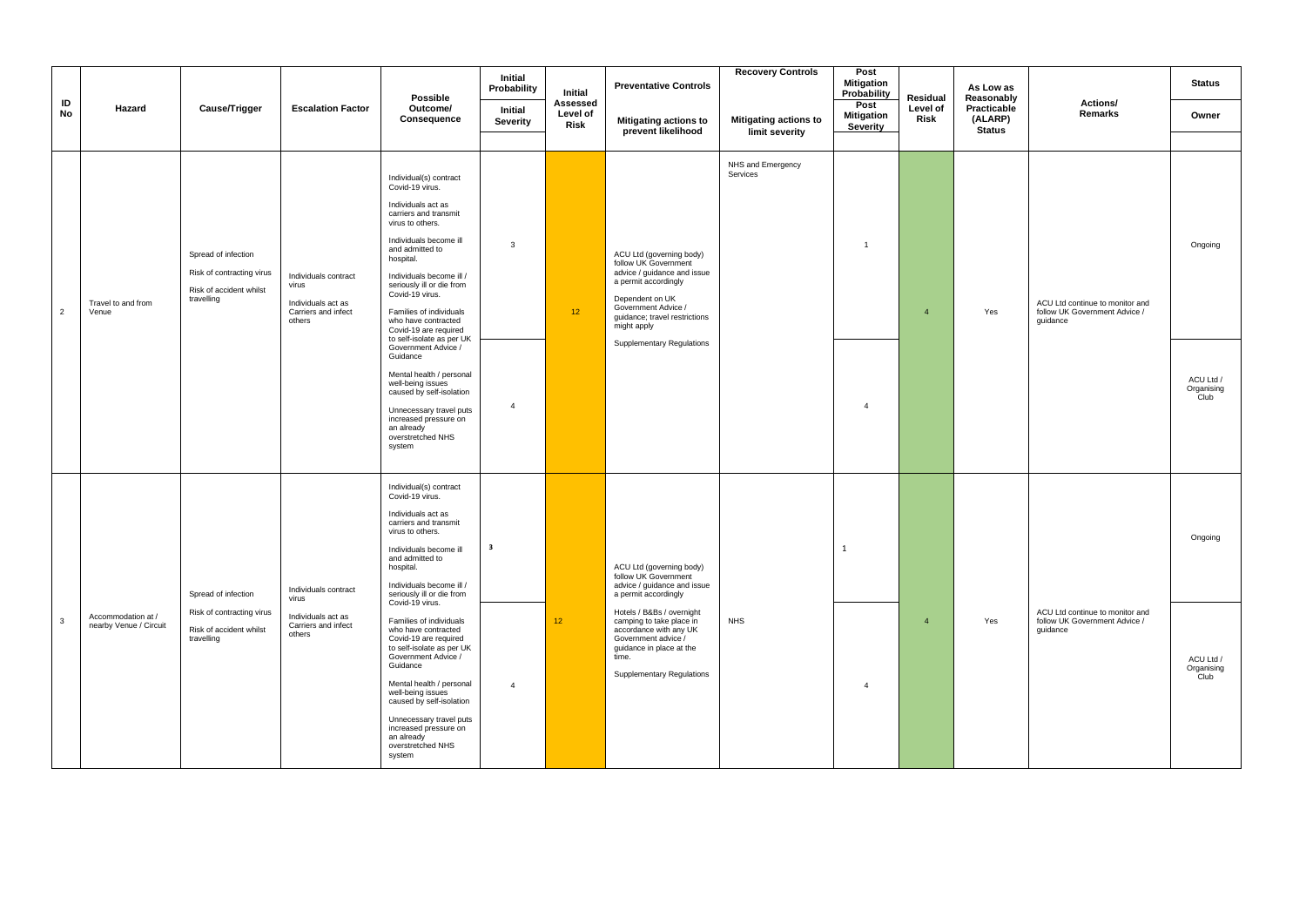| ID No | Hazard | Cause/Trigger | Escalation Factor | Possible Outcome/ Consequence | Initial Probability / Initial Severity | Initial Assessed Level of Risk | Preventative Controls: Mitigating actions to prevent likelihood | Recovery Controls: Mitigating actions to limit severity | Post Mitigation Probability / Post Mitigation Severity | Residual Level of Risk | As Low as Reasonably Practicable (ALARP) Status | Actions/ Remarks | Status / Owner |
|---|---|---|---|---|---|---|---|---|---|---|---|---|---|
| 2 | Travel to and from Venue | Spread of infection<br>Risk of contracting virus<br>Risk of accident whilst travelling | Individuals contract virus<br>Individuals act as Carriers and infect others | Individual(s) contract Covid-19 virus.<br>Individuals act as carriers and transmit virus to others.<br>Individuals become ill and admitted to hospital.<br>Individuals become ill / seriously ill or die from Covid-19 virus.<br>Families of individuals who have contracted Covid-19 are required to self-isolate as per UK Government Advice / Guidance<br>Mental health / personal well-being issues caused by self-isolation<br>Unnecessary travel puts increased pressure on an already overstretched NHS system | 3 / 4 | 12 | ACU Ltd (governing body) follow UK Government advice / guidance and issue a permit accordingly<br>Dependent on UK Government Advice / guidance; travel restrictions might apply<br>Supplementary Regulations | NHS and Emergency Services | 1 / 4 | 4 | Yes | ACU Ltd continue to monitor and follow UK Government Advice / guidance | Ongoing / ACU Ltd / Organising Club |
| 3 | Accommodation at / nearby Venue / Circuit | Spread of infection<br>Risk of contracting virus<br>Risk of accident whilst travelling | Individuals contract virus<br>Individuals act as Carriers and infect others | Individual(s) contract Covid-19 virus.<br>Individuals act as carriers and transmit virus to others.<br>Individuals become ill and admitted to hospital.<br>Individuals become ill / seriously ill or die from Covid-19 virus.<br>Families of individuals who have contracted Covid-19 are required to self-isolate as per UK Government Advice / Guidance<br>Mental health / personal well-being issues caused by self-isolation<br>Unnecessary travel puts increased pressure on an already overstretched NHS system | 3 / 4 | 12 | ACU Ltd (governing body) follow UK Government advice / guidance and issue a permit accordingly<br>Hotels / B&Bs / overnight camping to take place in accordance with any UK Government advice / guidance in place at the time.<br>Supplementary Regulations | NHS | 1 / 4 | 4 | Yes | ACU Ltd continue to monitor and follow UK Government Advice / guidance | Ongoing / ACU Ltd / Organising Club |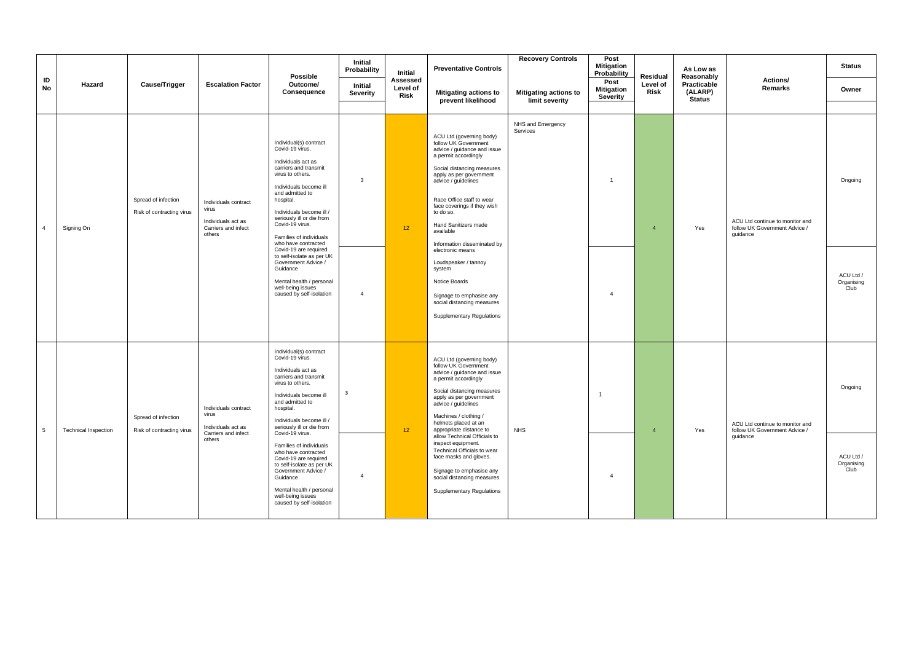| ID No | Hazard | Cause/Trigger | Escalation Factor | Possible Outcome/ Consequence | Initial Probability / Initial Severity | Initial Assessed Level of Risk | Preventative Controls: Mitigating actions to prevent likelihood | Recovery Controls: Mitigating actions to limit severity | Post Mitigation Probability / Post Mitigation Severity | Residual Level of Risk | As Low as Reasonably Practicable (ALARP) Status | Actions/ Remarks | Status / Owner |
|---|---|---|---|---|---|---|---|---|---|---|---|---|---|
| 4 | Signing On | Spread of infection<br><br>Risk of contracting virus | Individuals contract virus<br><br>Individuals act as Carriers and infect others | Individual(s) contract Covid-19 virus.<br><br>Individuals act as carriers and transmit virus to others.<br><br>Individuals become ill and admitted to hospital.<br><br>Individuals become ill / seriously ill or die from Covid-19 virus.<br><br>Families of individuals who have contracted Covid-19 are required to self-isolate as per UK Government Advice / Guidance<br><br>Mental health / personal well-being issues caused by self-isolation | 3<br><br>4 | 12 | ACU Ltd (governing body) follow UK Government advice / guidance and issue a permit accordingly<br><br>Social distancing measures apply as per government advice / guidelines<br><br>Race Office staff to wear face coverings if they wish to do so.<br><br>Hand Sanitizers made available<br><br>Information disseminated by electronic means<br><br>Loudspeaker / tannoy system<br><br>Notice Boards<br><br>Signage to emphasise any social distancing measures<br><br>Supplementary Regulations | NHS and Emergency Services | 1<br><br>4 | 4 | Yes | ACU Ltd continue to monitor and follow UK Government Advice / guidance | Ongoing<br><br>ACU Ltd / Organising Club |
| 5 | Technical Inspection | Spread of infection<br><br>Risk of contracting virus | Individuals contract virus<br><br>Individuals act as Carriers and infect others | Individual(s) contract Covid-19 virus.<br><br>Individuals act as carriers and transmit virus to others.<br><br>Individuals become ill and admitted to hospital.<br><br>Individuals become ill / seriously ill or die from Covid-19 virus.<br><br>Families of individuals who have contracted Covid-19 are required to self-isolate as per UK Government Advice / Guidance<br><br>Mental health / personal well-being issues caused by self-isolation | 3<br><br>4 | 12 | ACU Ltd (governing body) follow UK Government advice / guidance and issue a permit accordingly<br><br>Social distancing measures apply as per government advice / guidelines<br><br>Machines / clothing / helmets placed at an appropriate distance to allow Technical Officials to inspect equipment.<br>Technical Officials to wear face masks and gloves.<br><br>Signage to emphasise any social distancing measures<br><br>Supplementary Regulations | NHS | 1<br><br>4 | 4 | Yes | ACU Ltd continue to monitor and follow UK Government Advice / guidance | Ongoing<br><br>ACU Ltd / Organising Club |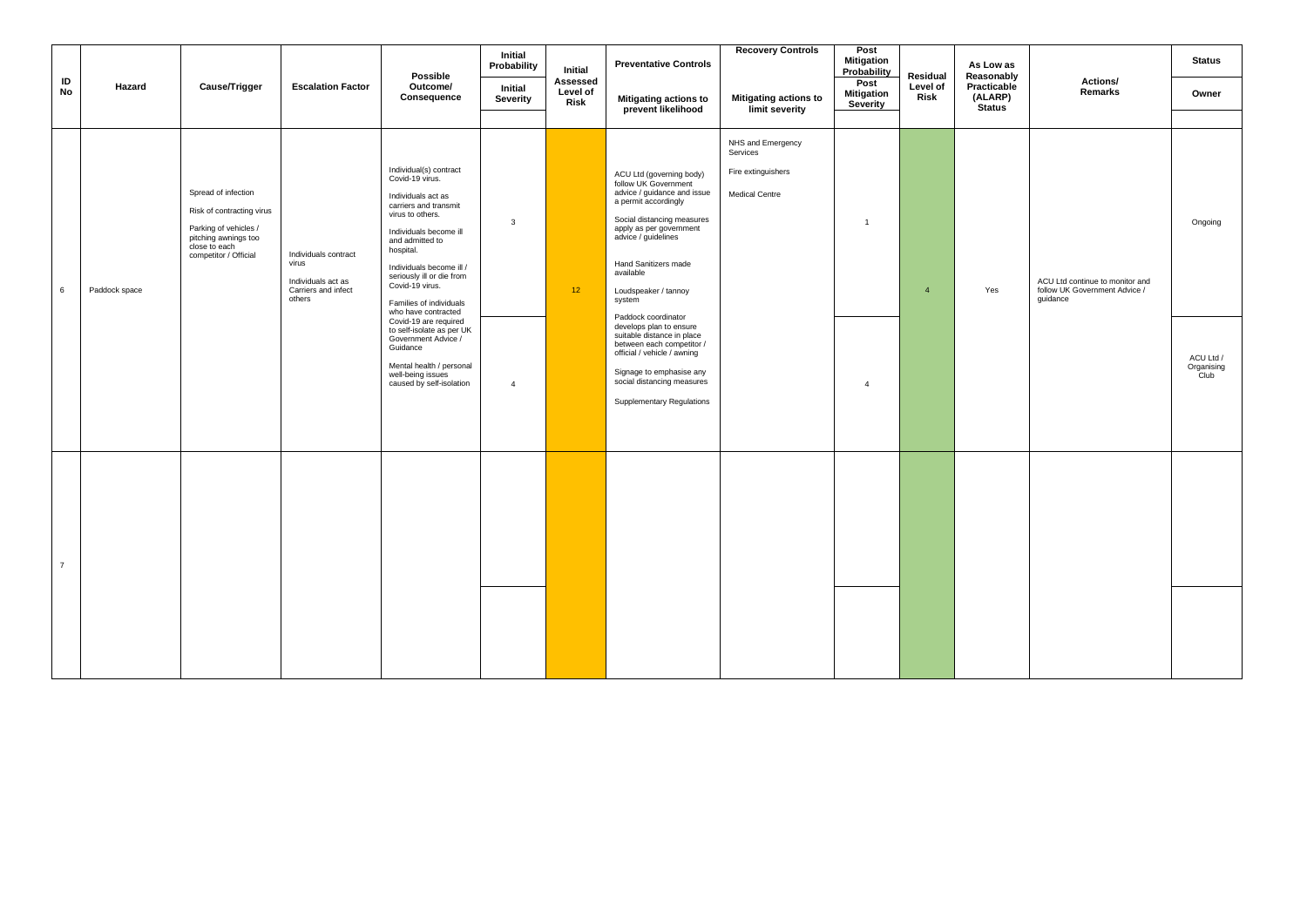| ID No | Hazard | Cause/Trigger | Escalation Factor | Possible Outcome/ Consequence | Initial Probability / Initial Severity | Initial Assessed Level of Risk | Preventative Controls: Mitigating actions to prevent likelihood | Recovery Controls: Mitigating actions to limit severity | Post Mitigation Probability / Post Mitigation Severity | Residual Level of Risk | As Low as Reasonably Practicable (ALARP) Status | Actions/ Remarks | Status / Owner |
|---|---|---|---|---|---|---|---|---|---|---|---|---|---|
| 6 | Paddock space | Spread of infection<br>Risk of contracting virus<br>Parking of vehicles / pitching awnings too close to each competitor / Official | Individuals contract virus<br>Individuals act as Carriers and infect others | Individual(s) contract Covid-19 virus.<br>Individuals act as carriers and transmit virus to others.<br>Individuals become ill and admitted to hospital.<br>Individuals become ill / seriously ill or die from Covid-19 virus.<br>Families of individuals who have contracted Covid-19 are required to self-isolate as per UK Government Advice / Guidance<br>Mental health / personal well-being issues caused by self-isolation | 3<br>4 | 12 | ACU Ltd (governing body) follow UK Government advice / guidance and issue a permit accordingly<br>Social distancing measures apply as per government advice / guidelines<br>Hand Sanitizers made available<br>Loudspeaker / tannoy system<br>Paddock coordinator develops plan to ensure suitable distance in place between each competitor / official / vehicle / awning<br>Signage to emphasise any social distancing measures<br>Supplementary Regulations | NHS and Emergency Services<br>Fire extinguishers<br>Medical Centre | 1<br>4 | 4 | Yes | ACU Ltd continue to monitor and follow UK Government Advice / guidance | Ongoing<br>ACU Ltd / Organising Club |
| 7 | | | | | | | | | | | | | |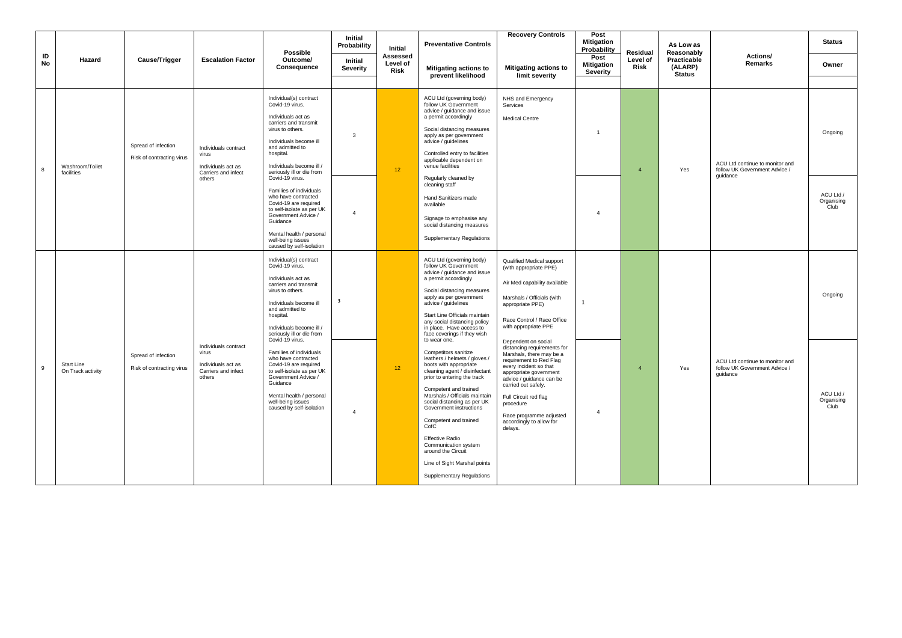| ID No | Hazard | Cause/Trigger | Escalation Factor | Possible Outcome/ Consequence | Initial Probability / Initial Severity | Initial Assessed Level of Risk | Preventative Controls: Mitigating actions to prevent likelihood | Recovery Controls: Mitigating actions to limit severity | Post Mitigation Probability / Post Mitigation Severity | Residual Level of Risk | As Low as Reasonably Practicable (ALARP) Status | Actions/ Remarks | Status / Owner |
|---|---|---|---|---|---|---|---|---|---|---|---|---|---|
| 8 | Washroom/Toilet facilities | Spread of infection<br>Risk of contracting virus | Individuals contract virus<br>Individuals act as Carriers and infect others | Individual(s) contract Covid-19 virus.<br>Individuals act as carriers and transmit virus to others.<br>Individuals become ill and admitted to hospital.<br>Individuals become ill / seriously ill or die from Covid-19 virus.<br>Families of individuals who have contracted Covid-19 are required to self-isolate as per UK Government Advice / Guidance<br>Mental health / personal well-being issues caused by self-isolation | 3 / 4 | 12 | ACU Ltd (governing body) follow UK Government advice / guidance and issue a permit accordingly<br>Social distancing measures apply as per government advice / guidelines<br>Controlled entry to facilities applicable dependent on venue facilities<br>Regularly cleaned by cleaning staff<br>Hand Sanitizers made available<br>Signage to emphasise any social distancing measures<br>Supplementary Regulations | NHS and Emergency Services<br>Medical Centre | 1 / 4 | 4 | Yes | ACU Ltd continue to monitor and follow UK Government Advice / guidance | Ongoing / ACU Ltd / Organising Club |
| 9 | Start Line On Track activity | Spread of infection<br>Risk of contracting virus | Individuals contract virus<br>Individuals act as Carriers and infect others | Individual(s) contract Covid-19 virus.<br>Individuals act as carriers and transmit virus to others.<br>Individuals become ill and admitted to hospital.<br>Individuals become ill / seriously ill or die from Covid-19 virus.<br>Families of individuals who have contracted Covid-19 are required to self-isolate as per UK Government Advice / Guidance<br>Mental health / personal well-being issues caused by self-isolation | 3 / 4 | 12 | ACU Ltd (governing body) follow UK Government advice / guidance and issue a permit accordingly<br>Social distancing measures apply as per government advice / guidelines<br>Start Line Officials maintain any social distancing policy in place. Have access to face coverings if they wish to wear one.<br>Competitors sanitize leathers / helmets / gloves / boots with appropriate cleaning agent / disinfectant prior to entering the track<br>Competent and trained Marshals / Officials maintain social distancing as per UK Government instructions<br>Competent and trained CofC<br>Effective Radio Communication system around the Circuit<br>Line of Sight Marshal points<br>Supplementary Regulations | Qualified Medical support (with appropriate PPE)<br>Air Med capability available<br>Marshals / Officials (with appropriate PPE)<br>Race Control / Race Office with appropriate PPE<br>Dependent on social distancing requirements for Marshals, there may be a requirement to Red Flag every incident so that appropriate government advice / guidance can be carried out safely.<br>Full Circuit red flag procedure<br>Race programme adjusted accordingly to allow for delays. | 1 / 4 | 4 | Yes | ACU Ltd continue to monitor and follow UK Government Advice / guidance | Ongoing / ACU Ltd / Organising Club |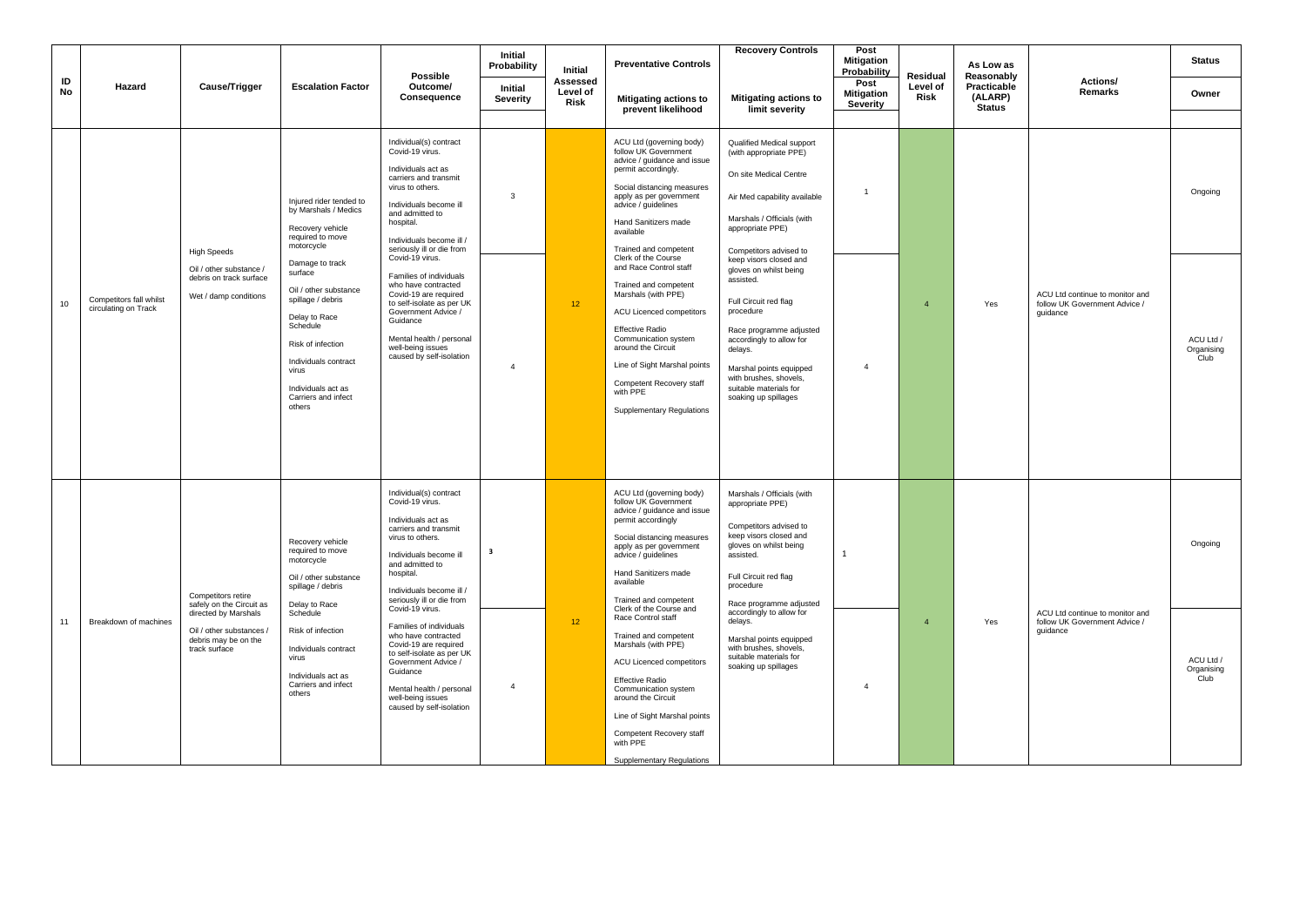| ID No | Hazard | Cause/Trigger | Escalation Factor | Possible Outcome/ Consequence | Initial Probability / Initial Severity | Initial Assessed Level of Risk | Preventative Controls: Mitigating actions to prevent likelihood | Recovery Controls: Mitigating actions to limit severity | Post Mitigation Probability / Post Mitigation Severity | Residual Level of Risk | As Low as Reasonably Practicable (ALARP) Status | Actions/ Remarks | Status / Owner |
|---|---|---|---|---|---|---|---|---|---|---|---|---|---|
| 10 | Competitors fall whilst circulating on Track | High Speeds<br><br>Oil / other substance / debris on track surface<br><br>Wet / damp conditions | Injured rider tended to by Marshals / Medics<br><br>Recovery vehicle required to move motorcycle<br><br>Damage to track surface<br><br>Oil / other substance spillage / debris<br><br>Delay to Race Schedule<br><br>Risk of infection<br><br>Individuals contract virus<br><br>Individuals act as Carriers and infect others | Individual(s) contract Covid-19 virus.<br><br>Individuals act as carriers and transmit virus to others.<br><br>Individuals become ill and admitted to hospital.<br><br>Individuals become ill / seriously ill or die from Covid-19 virus.<br><br>Families of individuals who have contracted Covid-19 are required to self-isolate as per UK Government Advice / Guidance<br><br>Mental health / personal well-being issues caused by self-isolation | 3 / 4 | 12 | ACU Ltd (governing body) follow UK Government advice / guidance and issue permit accordingly.<br><br>Social distancing measures apply as per government advice / guidelines<br><br>Hand Sanitizers made available<br><br>Trained and competent Clerk of the Course and Race Control staff<br><br>Trained and competent Marshals (with PPE)<br><br>ACU Licenced competitors<br><br>Effective Radio Communication system around the Circuit<br><br>Line of Sight Marshal points<br><br>Competent Recovery staff with PPE<br><br>Supplementary Regulations | Qualified Medical support (with appropriate PPE)<br><br>On site Medical Centre<br><br>Air Med capability available<br><br>Marshals / Officials (with appropriate PPE)<br><br>Competitors advised to keep visors closed and gloves on whilst being assisted.<br><br>Full Circuit red flag procedure<br><br>Race programme adjusted accordingly to allow for delays.<br><br>Marshal points equipped with brushes, shovels, suitable materials for soaking up spillages | 1 / 4 | 4 | Yes | ACU Ltd continue to monitor and follow UK Government Advice / guidance | Ongoing / ACU Ltd / Organising Club |
| 11 | Breakdown of machines | Competitors retire safely on the Circuit as directed by Marshals<br><br>Oil / other substances / debris may be on the track surface | Recovery vehicle required to move motorcycle<br><br>Oil / other substance spillage / debris<br><br>Delay to Race Schedule<br><br>Risk of infection<br><br>Individuals contract virus<br><br>Individuals act as Carriers and infect others | Individual(s) contract Covid-19 virus.<br><br>Individuals act as carriers and transmit virus to others.<br><br>Individuals become ill and admitted to hospital.<br><br>Individuals become ill / seriously ill or die from Covid-19 virus.<br><br>Families of individuals who have contracted Covid-19 are required to self-isolate as per UK Government Advice / Guidance<br><br>Mental health / personal well-being issues caused by self-isolation | 3 / 4 | 12 | ACU Ltd (governing body) follow UK Government advice / guidance and issue permit accordingly<br><br>Social distancing measures apply as per government advice / guidelines<br><br>Hand Sanitizers made available<br><br>Trained and competent Clerk of the Course and Race Control staff<br><br>Trained and competent Marshals (with PPE)<br><br>ACU Licenced competitors<br><br>Effective Radio Communication system around the Circuit<br><br>Line of Sight Marshal points<br><br>Competent Recovery staff with PPE<br><br>Supplementary Regulations | Marshals / Officials (with appropriate PPE)<br><br>Competitors advised to keep visors closed and gloves on whilst being assisted.<br><br>Full Circuit red flag procedure<br><br>Race programme adjusted accordingly to allow for delays.<br><br>Marshal points equipped with brushes, shovels, suitable materials for soaking up spillages | 1 / 4 | 4 | Yes | ACU Ltd continue to monitor and follow UK Government Advice / guidance | Ongoing / ACU Ltd / Organising Club |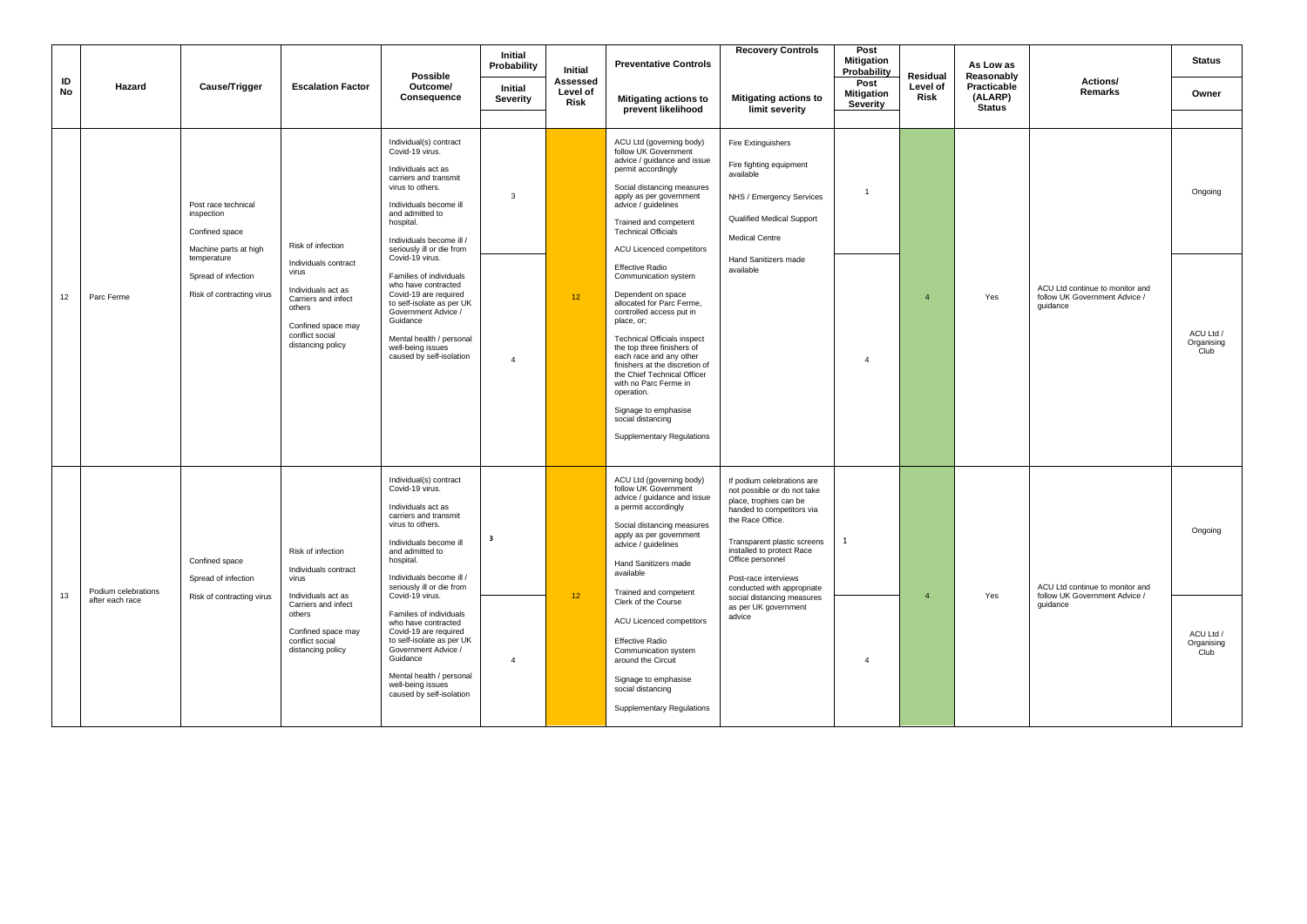| ID No | Hazard | Cause/Trigger | Escalation Factor | Possible Outcome/ Consequence | Initial Probability / Initial Severity | Initial Assessed Level of Risk | Preventative Controls<br>Mitigating actions to prevent likelihood | Recovery Controls<br>Mitigating actions to limit severity | Post Mitigation Probability / Post Mitigation Severity | Residual Level of Risk | As Low as Reasonably Practicable (ALARP) Status | Actions/ Remarks | Status / Owner |
|---|---|---|---|---|---|---|---|---|---|---|---|---|---|
| 12 | Parc Ferme | Post race technical inspection<br>Confined space<br>Machine parts at high temperature<br>Spread of infection<br>Risk of contracting virus | Risk of infection<br>Individuals contract virus<br>Individuals act as Carriers and infect others<br>Confined space may conflict social distancing policy | Individual(s) contract Covid-19 virus.<br>Individuals act as carriers and transmit virus to others.<br>Individuals become ill and admitted to hospital.<br>Individuals become ill / seriously ill or die from Covid-19 virus.<br>Families of individuals who have contracted Covid-19 are required to self-isolate as per UK Government Advice / Guidance<br>Mental health / personal well-being issues caused by self-isolation | 3 / 4 | 12 | ACU Ltd (governing body) follow UK Government advice / guidance and issue permit accordingly<br>Social distancing measures apply as per government advice / guidelines<br>Trained and competent Technical Officials<br>ACU Licenced competitors<br>Effective Radio Communication system<br>Dependent on space allocated for Parc Ferme, controlled access put in place, or;<br>Technical Officials inspect the top three finishers of each race and any other finishers at the discretion of the Chief Technical Officer with no Parc Ferme in operation.<br>Signage to emphasise social distancing<br>Supplementary Regulations | Fire Extinguishers<br>Fire fighting equipment available<br>NHS / Emergency Services<br>Qualified Medical Support<br>Medical Centre<br>Hand Sanitizers made available | 1 / 4 | 4 | Yes | ACU Ltd continue to monitor and follow UK Government Advice / guidance | Ongoing / ACU Ltd / Organising Club |
| 13 | Podium celebrations after each race | Confined space<br>Spread of infection<br>Risk of contracting virus | Risk of infection<br>Individuals contract virus<br>Individuals act as Carriers and infect others<br>Confined space may conflict social distancing policy | Individual(s) contract Covid-19 virus.<br>Individuals act as carriers and transmit virus to others.<br>Individuals become ill and admitted to hospital.<br>Individuals become ill / seriously ill or die from Covid-19 virus.<br>Families of individuals who have contracted Covid-19 are required to self-isolate as per UK Government Advice / Guidance<br>Mental health / personal well-being issues caused by self-isolation | 3 / 4 | 12 | ACU Ltd (governing body) follow UK Government advice / guidance and issue a permit accordingly<br>Social distancing measures apply as per government advice / guidelines<br>Hand Sanitizers made available<br>Trained and competent Clerk of the Course<br>ACU Licenced competitors<br>Effective Radio Communication system around the Circuit<br>Signage to emphasise social distancing<br>Supplementary Regulations | If podium celebrations are not possible or do not take place, trophies can be handed to competitors via the Race Office.<br>Transparent plastic screens installed to protect Race Office personnel<br>Post-race interviews conducted with appropriate social distancing measures as per UK government advice | 1 / 4 | 4 | Yes | ACU Ltd continue to monitor and follow UK Government Advice / guidance | Ongoing / ACU Ltd / Organising Club |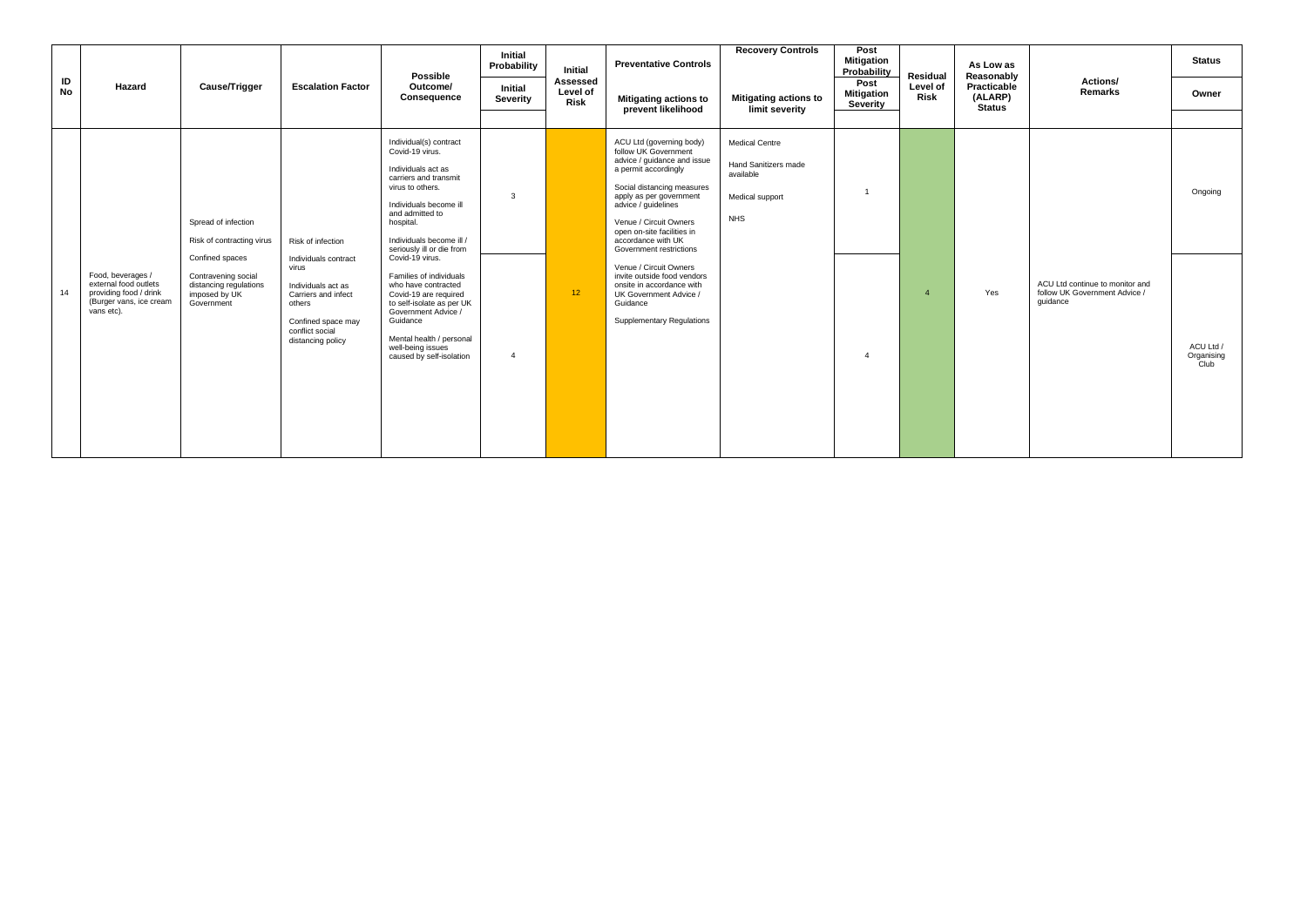| ID No | Hazard | Cause/Trigger | Escalation Factor | Possible Outcome/ Consequence | Initial Probability / Initial Severity | Initial Assessed Level of Risk | Preventative Controls<br>Mitigating actions to prevent likelihood | Recovery Controls<br>Mitigating actions to limit severity | Post Mitigation Probability / Post Mitigation Severity | Residual Level of Risk | As Low as Reasonably Practicable (ALARP) Status | Actions/ Remarks | Status / Owner |
|---|---|---|---|---|---|---|---|---|---|---|---|---|---|
| 14 | Food, beverages / external food outlets providing food / drink (Burger vans, ice cream vans etc). | Spread of infection<br>Risk of contracting virus<br>Confined spaces<br>Contravening social distancing regulations imposed by UK Government | Risk of infection<br>Individuals contract virus<br>Individuals act as Carriers and infect others<br>Confined space may conflict social distancing policy | Individual(s) contract Covid-19 virus.<br>Individuals act as carriers and transmit virus to others.<br>Individuals become ill and admitted to hospital.<br>Individuals become ill / seriously ill or die from Covid-19 virus.<br>Families of individuals who have contracted Covid-19 are required to self-isolate as per UK Government Advice / Guidance<br>Mental health / personal well-being issues caused by self-isolation | 3 / 4 | 12 | ACU Ltd (governing body) follow UK Government advice / guidance and issue a permit accordingly<br>Social distancing measures apply as per government advice / guidelines<br>Venue / Circuit Owners open on-site facilities in accordance with UK Government restrictions<br>Venue / Circuit Owners invite outside food vendors onsite in accordance with UK Government Advice / Guidance<br>Supplementary Regulations | Medical Centre<br>Hand Sanitizers made available<br>Medical support<br>NHS | 1 / 4 | 4 | Yes | ACU Ltd continue to monitor and follow UK Government Advice / guidance | Ongoing / ACU Ltd / Organising Club |